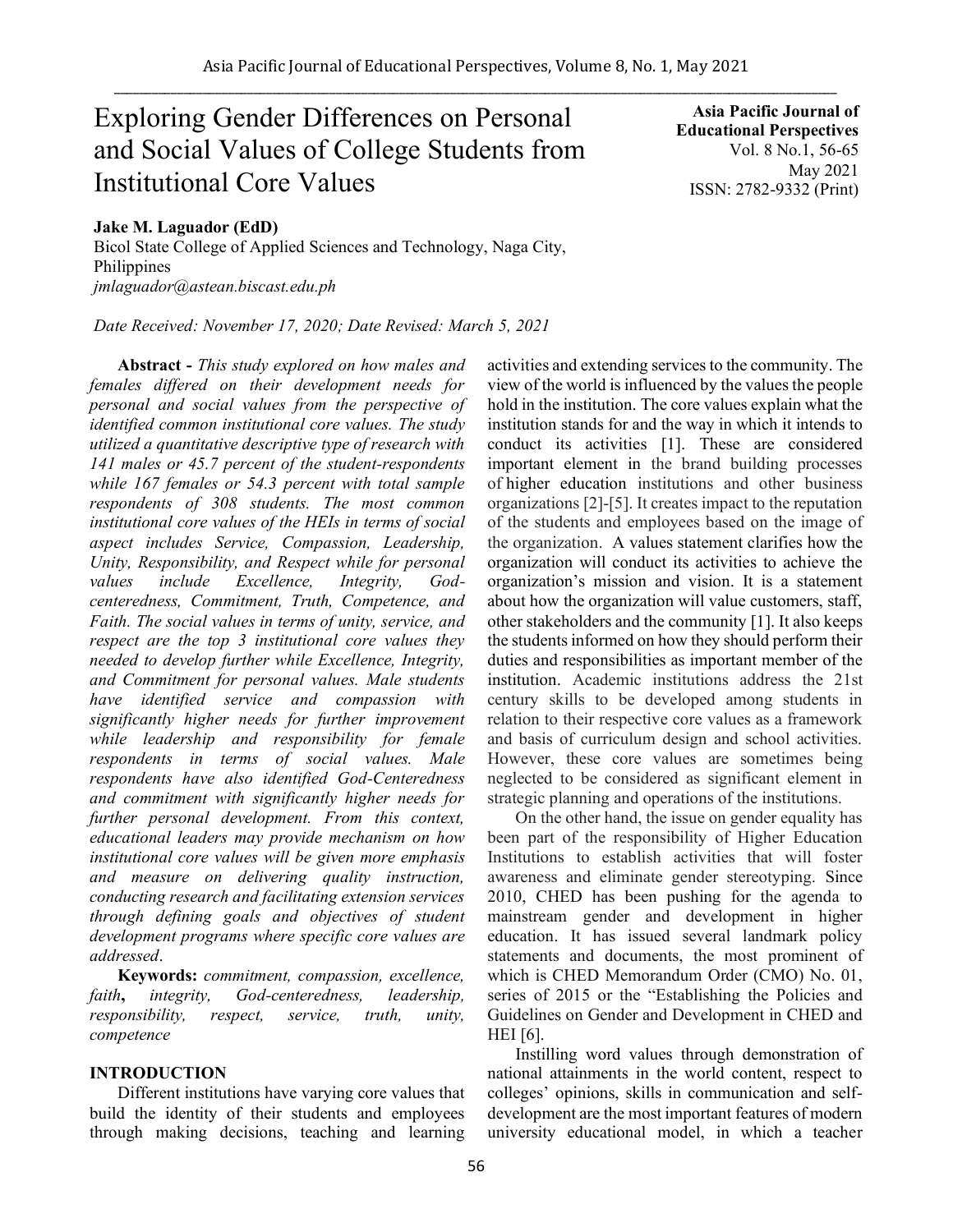# Exploring Gender Differences on Personal and Social Values of College Students from Institutional Core Values

**Asia Pacific Journal of Educational Perspectives**
Vol. 8 No.1, 56-65
May 2021
ISSN: 2782-9332 (Print)

**Jake M. Laguador (EdD)**
Bicol State College of Applied Sciences and Technology, Naga City, Philippines
*jmlaguador@astean.biscast.edu.ph*

*Date Received: November 17, 2020; Date Revised: March 5, 2021*

**Abstract -** *This study explored on how males and females differed on their development needs for personal and social values from the perspective of identified common institutional core values. The study utilized a quantitative descriptive type of research with 141 males or 45.7 percent of the student-respondents while 167 females or 54.3 percent with total sample respondents of 308 students. The most common institutional core values of the HEIs in terms of social aspect includes Service, Compassion, Leadership, Unity, Responsibility, and Respect while for personal values include Excellence, Integrity, God-centeredness, Commitment, Truth, Competence, and Faith. The social values in terms of unity, service, and respect are the top 3 institutional core values they needed to develop further while Excellence, Integrity, and Commitment for personal values. Male students have identified service and compassion with significantly higher needs for further improvement while leadership and responsibility for female respondents in terms of social values. Male respondents have also identified God-Centeredness and commitment with significantly higher needs for further personal development. From this context, educational leaders may provide mechanism on how institutional core values will be given more emphasis and measure on delivering quality instruction, conducting research and facilitating extension services through defining goals and objectives of student development programs where specific core values are addressed*.

**Keywords:** *commitment, compassion, excellence, faith***,** *integrity, God-centeredness, leadership, responsibility, respect, service, truth, unity, competence*

## INTRODUCTION

Different institutions have varying core values that build the identity of their students and employees through making decisions, teaching and learning activities and extending services to the community. The view of the world is influenced by the values the people hold in the institution. The core values explain what the institution stands for and the way in which it intends to conduct its activities [1]. These are considered important element in the brand building processes of higher education institutions and other business organizations [2]-[5]. It creates impact to the reputation of the students and employees based on the image of the organization. A values statement clarifies how the organization will conduct its activities to achieve the organization's mission and vision. It is a statement about how the organization will value customers, staff, other stakeholders and the community [1]. It also keeps the students informed on how they should perform their duties and responsibilities as important member of the institution. Academic institutions address the 21st century skills to be developed among students in relation to their respective core values as a framework and basis of curriculum design and school activities. However, these core values are sometimes being neglected to be considered as significant element in strategic planning and operations of the institutions.

On the other hand, the issue on gender equality has been part of the responsibility of Higher Education Institutions to establish activities that will foster awareness and eliminate gender stereotyping. Since 2010, CHED has been pushing for the agenda to mainstream gender and development in higher education. It has issued several landmark policy statements and documents, the most prominent of which is CHED Memorandum Order (CMO) No. 01, series of 2015 or the "Establishing the Policies and Guidelines on Gender and Development in CHED and HEI [6].

Instilling word values through demonstration of national attainments in the world content, respect to colleges' opinions, skills in communication and self-development are the most important features of modern university educational model, in which a teacher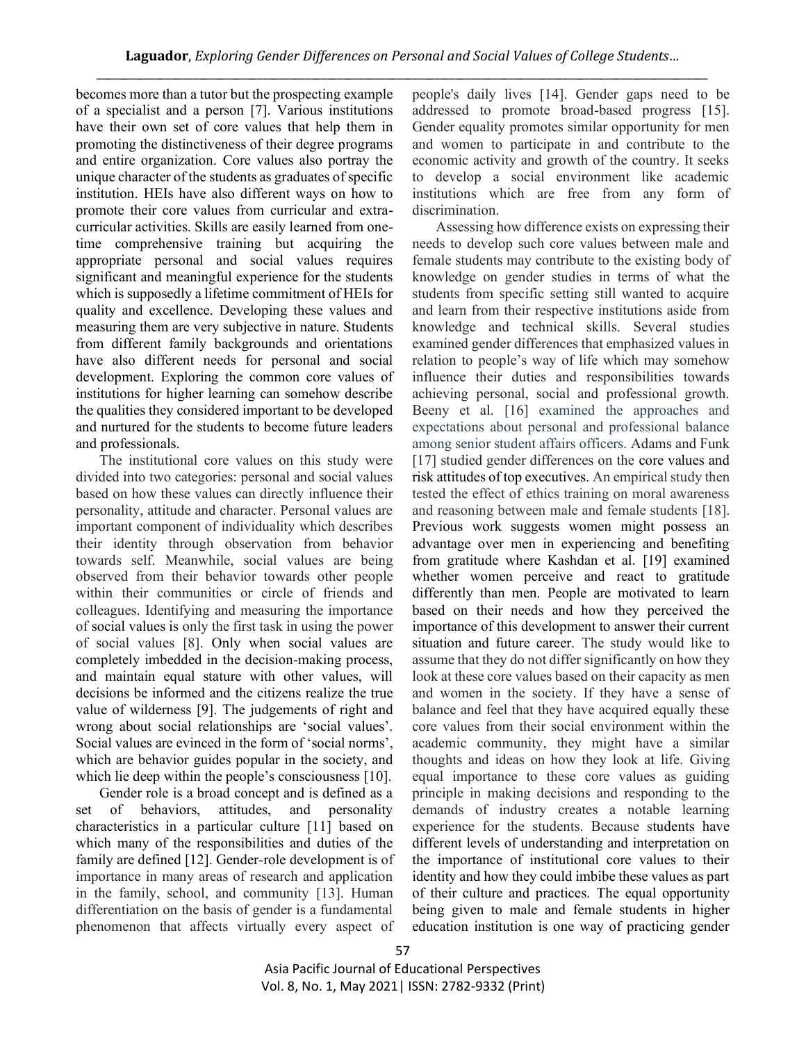becomes more than a tutor but the prospecting example of a specialist and a person [7]. Various institutions have their own set of core values that help them in promoting the distinctiveness of their degree programs and entire organization. Core values also portray the unique character of the students as graduates of specific institution. HEIs have also different ways on how to promote their core values from curricular and extra-curricular activities. Skills are easily learned from one-time comprehensive training but acquiring the appropriate personal and social values requires significant and meaningful experience for the students which is supposedly a lifetime commitment of HEIs for quality and excellence. Developing these values and measuring them are very subjective in nature. Students from different family backgrounds and orientations have also different needs for personal and social development. Exploring the common core values of institutions for higher learning can somehow describe the qualities they considered important to be developed and nurtured for the students to become future leaders and professionals.

The institutional core values on this study were divided into two categories: personal and social values based on how these values can directly influence their personality, attitude and character. Personal values are important component of individuality which describes their identity through observation from behavior towards self. Meanwhile, social values are being observed from their behavior towards other people within their communities or circle of friends and colleagues. Identifying and measuring the importance of social values is only the first task in using the power of social values [8]. Only when social values are completely imbedded in the decision-making process, and maintain equal stature with other values, will decisions be informed and the citizens realize the true value of wilderness [9]. The judgements of right and wrong about social relationships are 'social values'. Social values are evinced in the form of 'social norms', which are behavior guides popular in the society, and which lie deep within the people's consciousness [10].

Gender role is a broad concept and is defined as a set of behaviors, attitudes, and personality characteristics in a particular culture [11] based on which many of the responsibilities and duties of the family are defined [12]. Gender-role development is of importance in many areas of research and application in the family, school, and community [13]. Human differentiation on the basis of gender is a fundamental phenomenon that affects virtually every aspect of people's daily lives [14]. Gender gaps need to be addressed to promote broad-based progress [15]. Gender equality promotes similar opportunity for men and women to participate in and contribute to the economic activity and growth of the country. It seeks to develop a social environment like academic institutions which are free from any form of discrimination.

Assessing how difference exists on expressing their needs to develop such core values between male and female students may contribute to the existing body of knowledge on gender studies in terms of what the students from specific setting still wanted to acquire and learn from their respective institutions aside from knowledge and technical skills. Several studies examined gender differences that emphasized values in relation to people's way of life which may somehow influence their duties and responsibilities towards achieving personal, social and professional growth. Beeny et al. [16] examined the approaches and expectations about personal and professional balance among senior student affairs officers. Adams and Funk [17] studied gender differences on the core values and risk attitudes of top executives. An empirical study then tested the effect of ethics training on moral awareness and reasoning between male and female students [18]. Previous work suggests women might possess an advantage over men in experiencing and benefiting from gratitude where Kashdan et al. [19] examined whether women perceive and react to gratitude differently than men. People are motivated to learn based on their needs and how they perceived the importance of this development to answer their current situation and future career. The study would like to assume that they do not differ significantly on how they look at these core values based on their capacity as men and women in the society. If they have a sense of balance and feel that they have acquired equally these core values from their social environment within the academic community, they might have a similar thoughts and ideas on how they look at life. Giving equal importance to these core values as guiding principle in making decisions and responding to the demands of industry creates a notable learning experience for the students. Because students have different levels of understanding and interpretation on the importance of institutional core values to their identity and how they could imbibe these values as part of their culture and practices. The equal opportunity being given to male and female students in higher education institution is one way of practicing gender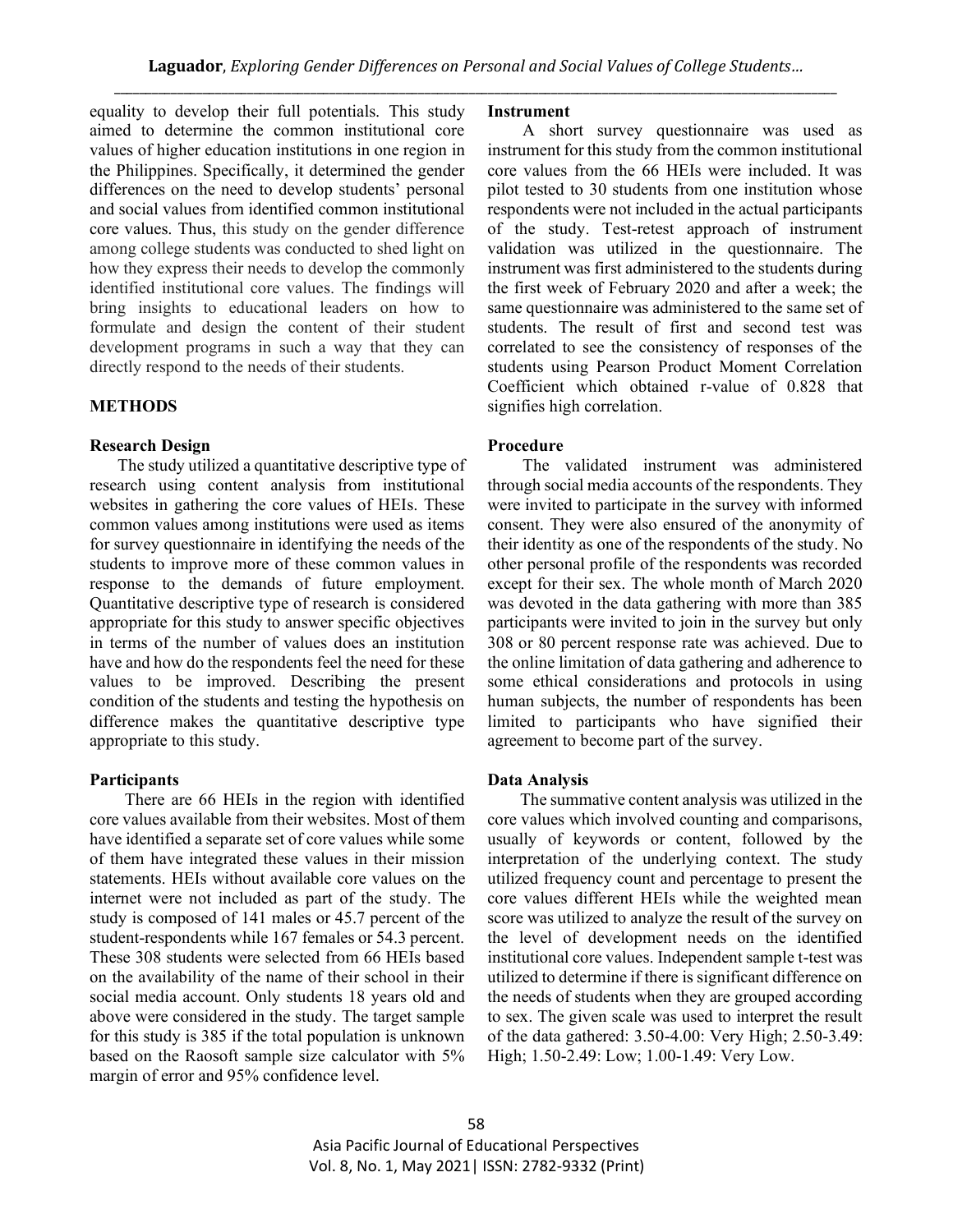equality to develop their full potentials. This study aimed to determine the common institutional core values of higher education institutions in one region in the Philippines. Specifically, it determined the gender differences on the need to develop students' personal and social values from identified common institutional core values. Thus, this study on the gender difference among college students was conducted to shed light on how they express their needs to develop the commonly identified institutional core values. The findings will bring insights to educational leaders on how to formulate and design the content of their student development programs in such a way that they can directly respond to the needs of their students.

## METHODS

### Research Design

The study utilized a quantitative descriptive type of research using content analysis from institutional websites in gathering the core values of HEIs. These common values among institutions were used as items for survey questionnaire in identifying the needs of the students to improve more of these common values in response to the demands of future employment. Quantitative descriptive type of research is considered appropriate for this study to answer specific objectives in terms of the number of values does an institution have and how do the respondents feel the need for these values to be improved. Describing the present condition of the students and testing the hypothesis on difference makes the quantitative descriptive type appropriate to this study.

### Participants

There are 66 HEIs in the region with identified core values available from their websites. Most of them have identified a separate set of core values while some of them have integrated these values in their mission statements. HEIs without available core values on the internet were not included as part of the study. The study is composed of 141 males or 45.7 percent of the student-respondents while 167 females or 54.3 percent. These 308 students were selected from 66 HEIs based on the availability of the name of their school in their social media account. Only students 18 years old and above were considered in the study. The target sample for this study is 385 if the total population is unknown based on the Raosoft sample size calculator with 5% margin of error and 95% confidence level.

### Instrument

A short survey questionnaire was used as instrument for this study from the common institutional core values from the 66 HEIs were included. It was pilot tested to 30 students from one institution whose respondents were not included in the actual participants of the study. Test-retest approach of instrument validation was utilized in the questionnaire. The instrument was first administered to the students during the first week of February 2020 and after a week; the same questionnaire was administered to the same set of students. The result of first and second test was correlated to see the consistency of responses of the students using Pearson Product Moment Correlation Coefficient which obtained r-value of 0.828 that signifies high correlation.

### Procedure

The validated instrument was administered through social media accounts of the respondents. They were invited to participate in the survey with informed consent. They were also ensured of the anonymity of their identity as one of the respondents of the study. No other personal profile of the respondents was recorded except for their sex. The whole month of March 2020 was devoted in the data gathering with more than 385 participants were invited to join in the survey but only 308 or 80 percent response rate was achieved. Due to the online limitation of data gathering and adherence to some ethical considerations and protocols in using human subjects, the number of respondents has been limited to participants who have signified their agreement to become part of the survey.

### Data Analysis

The summative content analysis was utilized in the core values which involved counting and comparisons, usually of keywords or content, followed by the interpretation of the underlying context. The study utilized frequency count and percentage to present the core values different HEIs while the weighted mean score was utilized to analyze the result of the survey on the level of development needs on the identified institutional core values. Independent sample t-test was utilized to determine if there is significant difference on the needs of students when they are grouped according to sex. The given scale was used to interpret the result of the data gathered: 3.50-4.00: Very High; 2.50-3.49: High; 1.50-2.49: Low; 1.00-1.49: Very Low.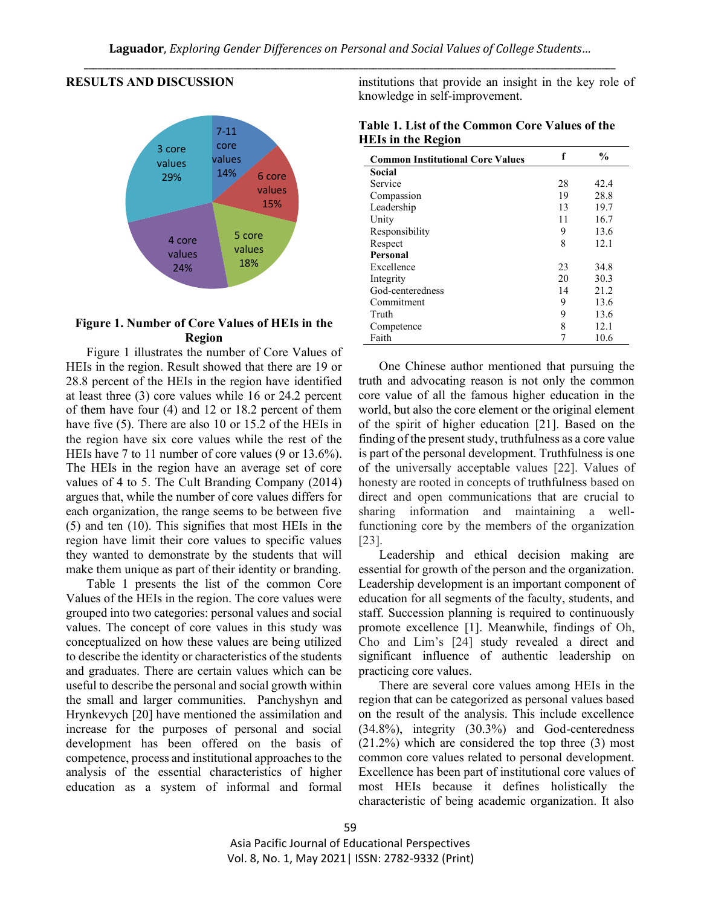## RESULTS AND DISCUSSION

**Figure 1. Number of Core Values of HEIs in the Region**

Figure 1 illustrates the number of Core Values of HEIs in the region. Result showed that there are 19 or 28.8 percent of the HEIs in the region have identified at least three (3) core values while 16 or 24.2 percent of them have four (4) and 12 or 18.2 percent of them have five (5). There are also 10 or 15.2 of the HEIs in the region have six core values while the rest of the HEIs have 7 to 11 number of core values (9 or 13.6%). The HEIs in the region have an average set of core values of 4 to 5. The Cult Branding Company (2014) argues that, while the number of core values differs for each organization, the range seems to be between five (5) and ten (10). This signifies that most HEIs in the region have limit their core values to specific values they wanted to demonstrate by the students that will make them unique as part of their identity or branding.

Table 1 presents the list of the common Core Values of the HEIs in the region. The core values were grouped into two categories: personal values and social values. The concept of core values in this study was conceptualized on how these values are being utilized to describe the identity or characteristics of the students and graduates. There are certain values which can be useful to describe the personal and social growth within the small and larger communities. Panchyshyn and Hrynkevych [20] have mentioned the assimilation and increase for the purposes of personal and social development has been offered on the basis of competence, process and institutional approaches to the analysis of the essential characteristics of higher education as a system of informal and formal institutions that provide an insight in the key role of knowledge in self-improvement.

**Table 1. List of the Common Core Values of the HEIs in the Region**

| Common Institutional Core Values | f | % |
|---|---|---|
| **Social** | | |
| Service | 28 | 42.4 |
| Compassion | 19 | 28.8 |
| Leadership | 13 | 19.7 |
| Unity | 11 | 16.7 |
| Responsibility | 9 | 13.6 |
| Respect | 8 | 12.1 |
| **Personal** | | |
| Excellence | 23 | 34.8 |
| Integrity | 20 | 30.3 |
| God-centeredness | 14 | 21.2 |
| Commitment | 9 | 13.6 |
| Truth | 9 | 13.6 |
| Competence | 8 | 12.1 |
| Faith | 7 | 10.6 |

One Chinese author mentioned that pursuing the truth and advocating reason is not only the common core value of all the famous higher education in the world, but also the core element or the original element of the spirit of higher education [21]. Based on the finding of the present study, truthfulness as a core value is part of the personal development. Truthfulness is one of the universally acceptable values [22]. Values of honesty are rooted in concepts of truthfulness based on direct and open communications that are crucial to sharing information and maintaining a well-functioning core by the members of the organization [23].

Leadership and ethical decision making are essential for growth of the person and the organization. Leadership development is an important component of education for all segments of the faculty, students, and staff. Succession planning is required to continuously promote excellence [1]. Meanwhile, findings of Oh, Cho and Lim's [24] study revealed a direct and significant influence of authentic leadership on practicing core values.

There are several core values among HEIs in the region that can be categorized as personal values based on the result of the analysis. This include excellence (34.8%), integrity (30.3%) and God-centeredness (21.2%) which are considered the top three (3) most common core values related to personal development. Excellence has been part of institutional core values of most HEIs because it defines holistically the characteristic of being academic organization. It also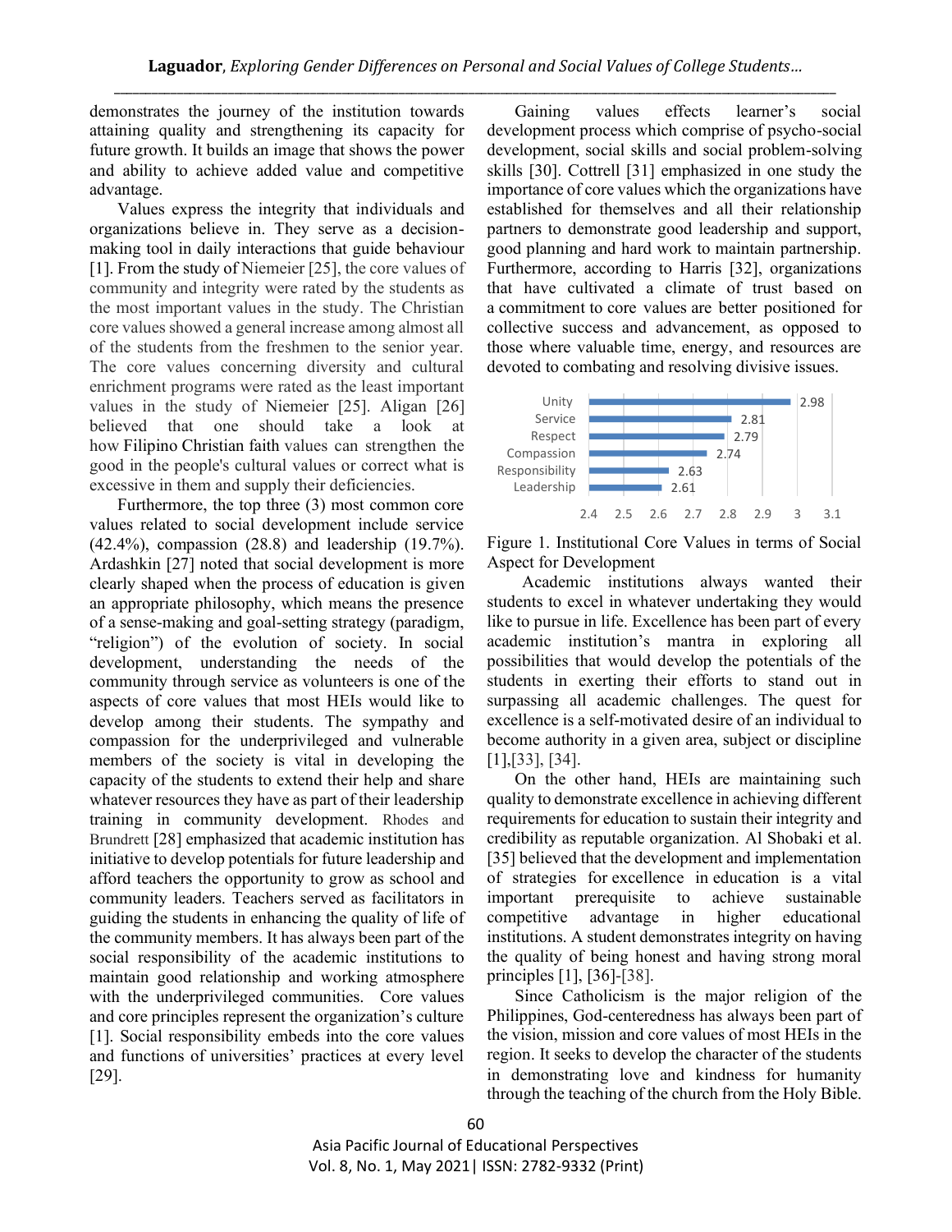demonstrates the journey of the institution towards attaining quality and strengthening its capacity for future growth. It builds an image that shows the power and ability to achieve added value and competitive advantage.

Values express the integrity that individuals and organizations believe in. They serve as a decision-making tool in daily interactions that guide behaviour [1]. From the study of Niemeier [25], the core values of community and integrity were rated by the students as the most important values in the study. The Christian core values showed a general increase among almost all of the students from the freshmen to the senior year. The core values concerning diversity and cultural enrichment programs were rated as the least important values in the study of Niemeier [25]. Aligan [26] believed that one should take a look at how Filipino Christian faith values can strengthen the good in the people's cultural values or correct what is excessive in them and supply their deficiencies.

Furthermore, the top three (3) most common core values related to social development include service (42.4%), compassion (28.8) and leadership (19.7%). Ardashkin [27] noted that social development is more clearly shaped when the process of education is given an appropriate philosophy, which means the presence of a sense-making and goal-setting strategy (paradigm, "religion") of the evolution of society. In social development, understanding the needs of the community through service as volunteers is one of the aspects of core values that most HEIs would like to develop among their students. The sympathy and compassion for the underprivileged and vulnerable members of the society is vital in developing the capacity of the students to extend their help and share whatever resources they have as part of their leadership training in community development. Rhodes and Brundrett [28] emphasized that academic institution has initiative to develop potentials for future leadership and afford teachers the opportunity to grow as school and community leaders. Teachers served as facilitators in guiding the students in enhancing the quality of life of the community members. It has always been part of the social responsibility of the academic institutions to maintain good relationship and working atmosphere with the underprivileged communities. Core values and core principles represent the organization's culture [1]. Social responsibility embeds into the core values and functions of universities' practices at every level [29].

Gaining values effects learner's social development process which comprise of psycho-social development, social skills and social problem-solving skills [30]. Cottrell [31] emphasized in one study the importance of core values which the organizations have established for themselves and all their relationship partners to demonstrate good leadership and support, good planning and hard work to maintain partnership. Furthermore, according to Harris [32], organizations that have cultivated a climate of trust based on a commitment to core values are better positioned for collective success and advancement, as opposed to those where valuable time, energy, and resources are devoted to combating and resolving divisive issues.

| Core Value | Score |
|---|---|
| Unity | 2.98 |
| Service | 2.81 |
| Respect | 2.79 |
| Compassion | 2.74 |
| Responsibility | 2.63 |
| Leadership | 2.61 |

Figure 1. Institutional Core Values in terms of Social Aspect for Development

Academic institutions always wanted their students to excel in whatever undertaking they would like to pursue in life. Excellence has been part of every academic institution's mantra in exploring all possibilities that would develop the potentials of the students in exerting their efforts to stand out in surpassing all academic challenges. The quest for excellence is a self-motivated desire of an individual to become authority in a given area, subject or discipline [1],[33], [34].

On the other hand, HEIs are maintaining such quality to demonstrate excellence in achieving different requirements for education to sustain their integrity and credibility as reputable organization. Al Shobaki et al. [35] believed that the development and implementation of strategies for excellence in education is a vital important prerequisite to achieve sustainable competitive advantage in higher educational institutions. A student demonstrates integrity on having the quality of being honest and having strong moral principles [1], [36]-[38].

Since Catholicism is the major religion of the Philippines, God-centeredness has always been part of the vision, mission and core values of most HEIs in the region. It seeks to develop the character of the students in demonstrating love and kindness for humanity through the teaching of the church from the Holy Bible.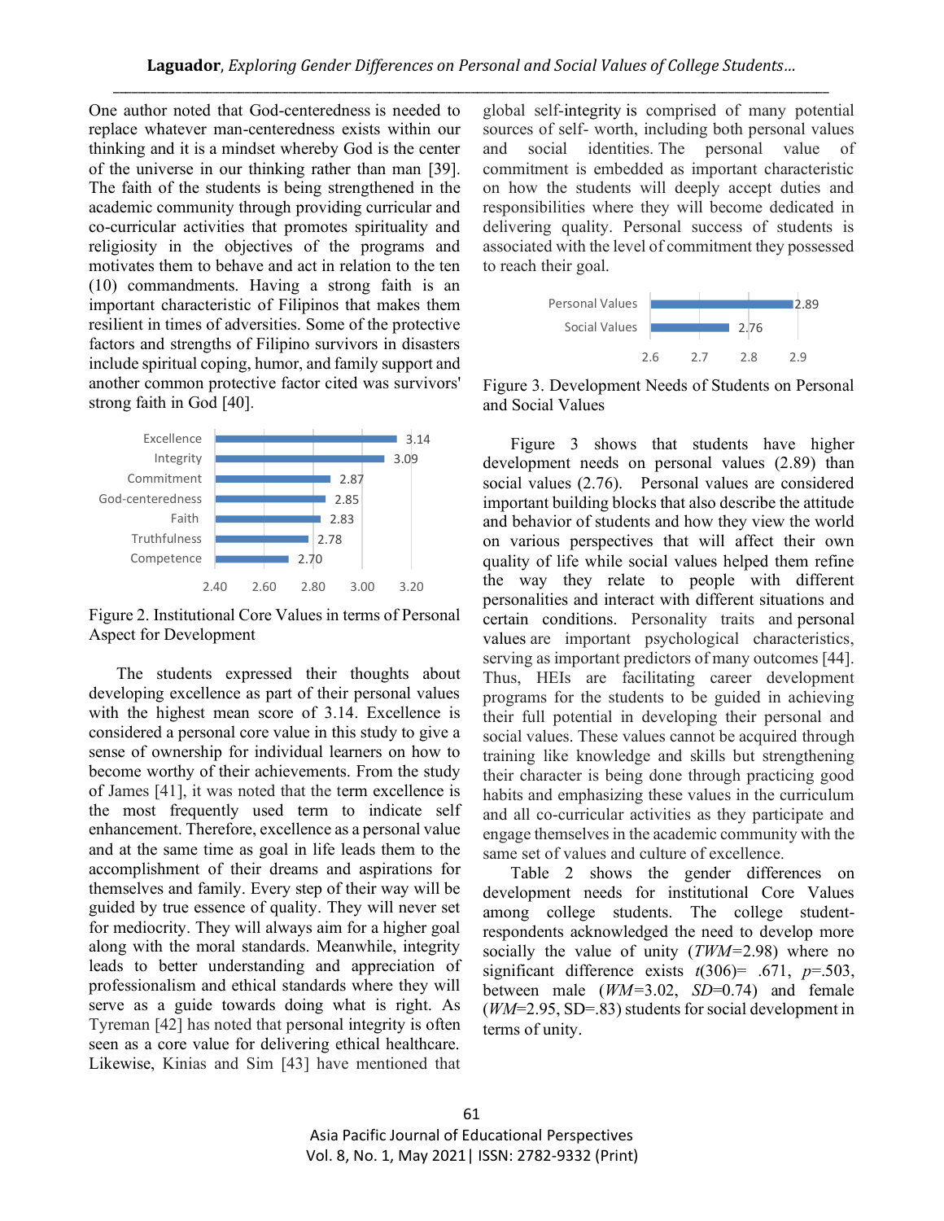One author noted that God-centeredness is needed to replace whatever man-centeredness exists within our thinking and it is a mindset whereby God is the center of the universe in our thinking rather than man [39]. The faith of the students is being strengthened in the academic community through providing curricular and co-curricular activities that promotes spirituality and religiosity in the objectives of the programs and motivates them to behave and act in relation to the ten (10) commandments. Having a strong faith is an important characteristic of Filipinos that makes them resilient in times of adversities. Some of the protective factors and strengths of Filipino survivors in disasters include spiritual coping, humor, and family support and another common protective factor cited was survivors' strong faith in God [40].

| Value | Mean |
|---|---|
| Excellence | 3.14 |
| Integrity | 3.09 |
| Commitment | 2.87 |
| God-centeredness | 2.85 |
| Faith | 2.83 |
| Truthfulness | 2.78 |
| Competence | 2.70 |

Figure 2. Institutional Core Values in terms of Personal Aspect for Development

The students expressed their thoughts about developing excellence as part of their personal values with the highest mean score of 3.14. Excellence is considered a personal core value in this study to give a sense of ownership for individual learners on how to become worthy of their achievements. From the study of James [41], it was noted that the term excellence is the most frequently used term to indicate self enhancement. Therefore, excellence as a personal value and at the same time as goal in life leads them to the accomplishment of their dreams and aspirations for themselves and family. Every step of their way will be guided by true essence of quality. They will never set for mediocrity. They will always aim for a higher goal along with the moral standards. Meanwhile, integrity leads to better understanding and appreciation of professionalism and ethical standards where they will serve as a guide towards doing what is right. As Tyreman [42] has noted that personal integrity is often seen as a core value for delivering ethical healthcare. Likewise, Kinias and Sim [43] have mentioned that global self-integrity is comprised of many potential sources of self- worth, including both personal values and social identities. The personal value of commitment is embedded as important characteristic on how the students will deeply accept duties and responsibilities where they will become dedicated in delivering quality. Personal success of students is associated with the level of commitment they possessed to reach their goal.

| Value | Mean |
|---|---|
| Personal Values | 2.89 |
| Social Values | 2.76 |

Figure 3. Development Needs of Students on Personal and Social Values

Figure 3 shows that students have higher development needs on personal values (2.89) than social values (2.76). Personal values are considered important building blocks that also describe the attitude and behavior of students and how they view the world on various perspectives that will affect their own quality of life while social values helped them refine the way they relate to people with different personalities and interact with different situations and certain conditions. Personality traits and personal values are important psychological characteristics, serving as important predictors of many outcomes [44]. Thus, HEIs are facilitating career development programs for the students to be guided in achieving their full potential in developing their personal and social values. These values cannot be acquired through training like knowledge and skills but strengthening their character is being done through practicing good habits and emphasizing these values in the curriculum and all co-curricular activities as they participate and engage themselves in the academic community with the same set of values and culture of excellence.

Table 2 shows the gender differences on development needs for institutional Core Values among college students. The college student-respondents acknowledged the need to develop more socially the value of unity (*TWM*=2.98) where no significant difference exists $t(306)$= .671, $p$=.503, between male (*WM*=3.02, *SD*=0.74) and female (*WM*=2.95, SD=.83) students for social development in terms of unity.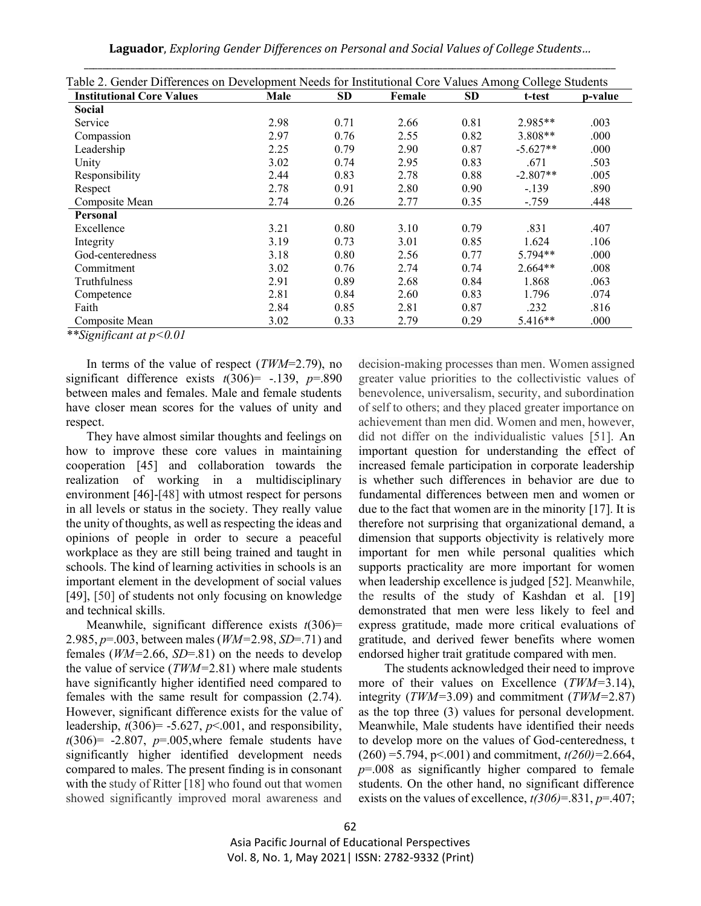Table 2. Gender Differences on Development Needs for Institutional Core Values Among College Students

| Institutional Core Values | Male | SD | Female | SD | t-test | p-value |
|---|---|---|---|---|---|---|
| **Social** | | | | | | |
| Service | 2.98 | 0.71 | 2.66 | 0.81 | 2.985** | .003 |
| Compassion | 2.97 | 0.76 | 2.55 | 0.82 | 3.808** | .000 |
| Leadership | 2.25 | 0.79 | 2.90 | 0.87 | -5.627** | .000 |
| Unity | 3.02 | 0.74 | 2.95 | 0.83 | .671 | .503 |
| Responsibility | 2.44 | 0.83 | 2.78 | 0.88 | -2.807** | .005 |
| Respect | 2.78 | 0.91 | 2.80 | 0.90 | -.139 | .890 |
| Composite Mean | 2.74 | 0.26 | 2.77 | 0.35 | -.759 | .448 |
| **Personal** | | | | | | |
| Excellence | 3.21 | 0.80 | 3.10 | 0.79 | .831 | .407 |
| Integrity | 3.19 | 0.73 | 3.01 | 0.85 | 1.624 | .106 |
| God-centeredness | 3.18 | 0.80 | 2.56 | 0.77 | 5.794** | .000 |
| Commitment | 3.02 | 0.76 | 2.74 | 0.74 | 2.664** | .008 |
| Truthfulness | 2.91 | 0.89 | 2.68 | 0.84 | 1.868 | .063 |
| Competence | 2.81 | 0.84 | 2.60 | 0.83 | 1.796 | .074 |
| Faith | 2.84 | 0.85 | 2.81 | 0.87 | .232 | .816 |
| Composite Mean | 3.02 | 0.33 | 2.79 | 0.29 | 5.416** | .000 |

*\*\*Significant at p<0.01*

In terms of the value of respect (*TWM*=2.79), no significant difference exists $t(306)= -.139$, $p=.890$ between males and females. Male and female students have closer mean scores for the values of unity and respect.

They have almost similar thoughts and feelings on how to improve these core values in maintaining cooperation [45] and collaboration towards the realization of working in a multidisciplinary environment [46]-[48] with utmost respect for persons in all levels or status in the society. They really value the unity of thoughts, as well as respecting the ideas and opinions of people in order to secure a peaceful workplace as they are still being trained and taught in schools. The kind of learning activities in schools is an important element in the development of social values [49], [50] of students not only focusing on knowledge and technical skills.

Meanwhile, significant difference exists $t(306)= 2.985$, $p=.003$, between males (*WM*=2.98, *SD*=.71) and females (*WM*=2.66, *SD*=.81) on the needs to develop the value of service (*TWM*=2.81) where male students have significantly higher identified need compared to females with the same result for compassion (2.74). However, significant difference exists for the value of leadership, $t(306)= -5.627$, $p<.001$, and responsibility, $t(306)= -2.807$, $p=.005$,where female students have significantly higher identified development needs compared to males. The present finding is in consonant with the study of Ritter [18] who found out that women showed significantly improved moral awareness and decision-making processes than men. Women assigned greater value priorities to the collectivistic values of benevolence, universalism, security, and subordination of self to others; and they placed greater importance on achievement than men did. Women and men, however, did not differ on the individualistic values [51]. An important question for understanding the effect of increased female participation in corporate leadership is whether such differences in behavior are due to fundamental differences between men and women or due to the fact that women are in the minority [17]. It is therefore not surprising that organizational demand, a dimension that supports objectivity is relatively more important for men while personal qualities which supports practicality are more important for women when leadership excellence is judged [52]. Meanwhile, the results of the study of Kashdan et al. [19] demonstrated that men were less likely to feel and express gratitude, made more critical evaluations of gratitude, and derived fewer benefits where women endorsed higher trait gratitude compared with men.

The students acknowledged their need to improve more of their values on Excellence (*TWM*=3.14), integrity (*TWM*=3.09) and commitment (*TWM*=2.87) as the top three (3) values for personal development. Meanwhile, Male students have identified their needs to develop more on the values of God-centeredness, $t(260) =5.794$, $p<.001$) and commitment, $t(260)=2.664$, $p=.008$ as significantly higher compared to female students. On the other hand, no significant difference exists on the values of excellence, $t(306)=.831$, $p=.407$;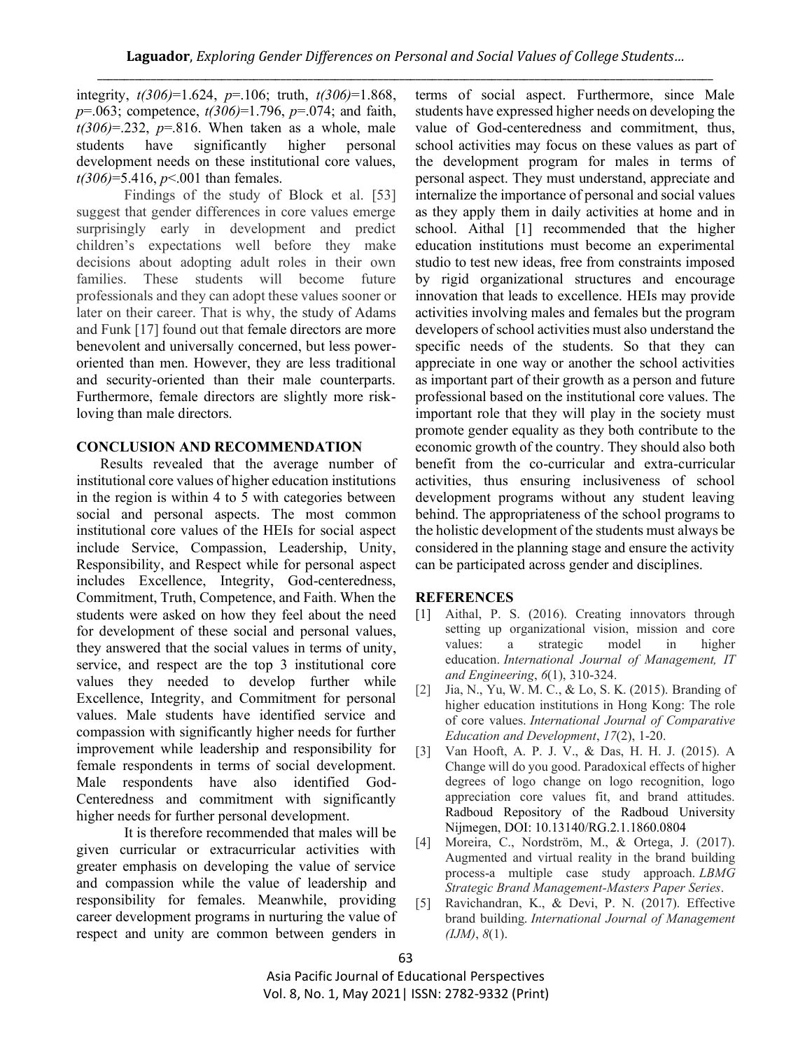integrity, $t(306)$=1.624, $p$=.106; truth, $t(306)$=1.868, $p$=.063; competence, $t(306)$=1.796, $p$=.074; and faith, $t(306)$=.232, $p$=.816. When taken as a whole, male students have significantly higher personal development needs on these institutional core values, $t(306)$=5.416, $p$<.001 than females.

Findings of the study of Block et al. [53] suggest that gender differences in core values emerge surprisingly early in development and predict children's expectations well before they make decisions about adopting adult roles in their own families. These students will become future professionals and they can adopt these values sooner or later on their career. That is why, the study of Adams and Funk [17] found out that female directors are more benevolent and universally concerned, but less power-oriented than men. However, they are less traditional and security-oriented than their male counterparts. Furthermore, female directors are slightly more risk-loving than male directors.

## CONCLUSION AND RECOMMENDATION

Results revealed that the average number of institutional core values of higher education institutions in the region is within 4 to 5 with categories between social and personal aspects. The most common institutional core values of the HEIs for social aspect include Service, Compassion, Leadership, Unity, Responsibility, and Respect while for personal aspect includes Excellence, Integrity, God-centeredness, Commitment, Truth, Competence, and Faith. When the students were asked on how they feel about the need for development of these social and personal values, they answered that the social values in terms of unity, service, and respect are the top 3 institutional core values they needed to develop further while Excellence, Integrity, and Commitment for personal values. Male students have identified service and compassion with significantly higher needs for further improvement while leadership and responsibility for female respondents in terms of social development. Male respondents have also identified God-Centeredness and commitment with significantly higher needs for further personal development.

It is therefore recommended that males will be given curricular or extracurricular activities with greater emphasis on developing the value of service and compassion while the value of leadership and responsibility for females. Meanwhile, providing career development programs in nurturing the value of respect and unity are common between genders in terms of social aspect. Furthermore, since Male students have expressed higher needs on developing the value of God-centeredness and commitment, thus, school activities may focus on these values as part of the development program for males in terms of personal aspect. They must understand, appreciate and internalize the importance of personal and social values as they apply them in daily activities at home and in school. Aithal [1] recommended that the higher education institutions must become an experimental studio to test new ideas, free from constraints imposed by rigid organizational structures and encourage innovation that leads to excellence. HEIs may provide activities involving males and females but the program developers of school activities must also understand the specific needs of the students. So that they can appreciate in one way or another the school activities as important part of their growth as a person and future professional based on the institutional core values. The important role that they will play in the society must promote gender equality as they both contribute to the economic growth of the country. They should also both benefit from the co-curricular and extra-curricular activities, thus ensuring inclusiveness of school development programs without any student leaving behind. The appropriateness of the school programs to the holistic development of the students must always be considered in the planning stage and ensure the activity can be participated across gender and disciplines.

## REFERENCES

[1] Aithal, P. S. (2016). Creating innovators through setting up organizational vision, mission and core values: a strategic model in higher education. *International Journal of Management, IT and Engineering*, *6*(1), 310-324.

[2] Jia, N., Yu, W. M. C., & Lo, S. K. (2015). Branding of higher education institutions in Hong Kong: The role of core values. *International Journal of Comparative Education and Development*, *17*(2), 1-20.

[3] Van Hooft, A. P. J. V., & Das, H. H. J. (2015). A Change will do you good. Paradoxical effects of higher degrees of logo change on logo recognition, logo appreciation core values fit, and brand attitudes. Radboud Repository of the Radboud University Nijmegen, DOI: 10.13140/RG.2.1.1860.0804

[4] Moreira, C., Nordström, M., & Ortega, J. (2017). Augmented and virtual reality in the brand building process-a multiple case study approach. *LBMG Strategic Brand Management-Masters Paper Series*.

[5] Ravichandran, K., & Devi, P. N. (2017). Effective brand building. *International Journal of Management (IJM)*, *8*(1).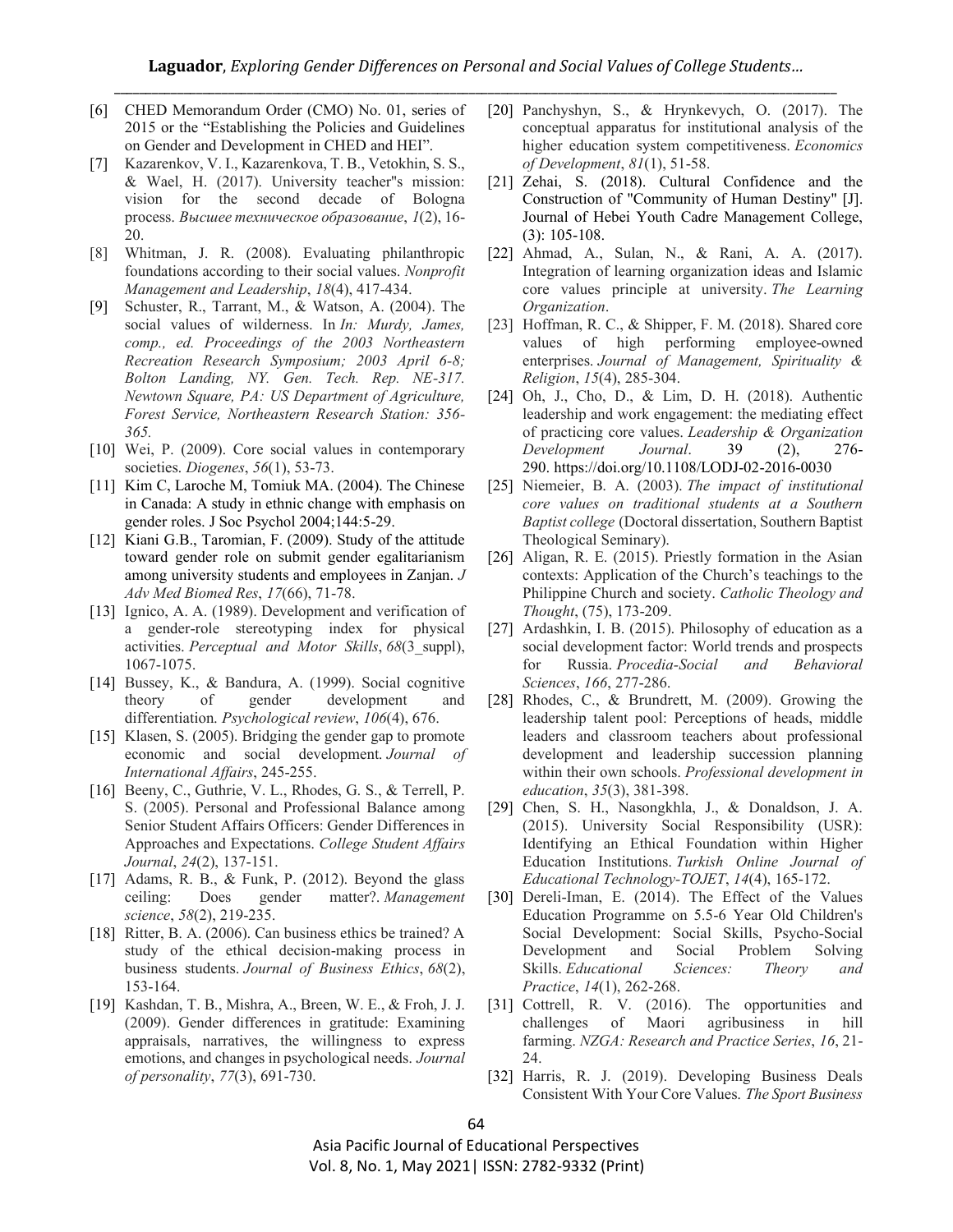[6] CHED Memorandum Order (CMO) No. 01, series of 2015 or the "Establishing the Policies and Guidelines on Gender and Development in CHED and HEI".

[7] Kazarenkov, V. I., Kazarenkova, T. B., Vetokhin, S. S., & Wael, H. (2017). University teacher"s mission: vision for the second decade of Bologna process. *Высшее техническое образование*, *1*(2), 16-20.

[8] Whitman, J. R. (2008). Evaluating philanthropic foundations according to their social values. *Nonprofit Management and Leadership*, *18*(4), 417-434.

[9] Schuster, R., Tarrant, M., & Watson, A. (2004). The social values of wilderness. In *In: Murdy, James, comp., ed. Proceedings of the 2003 Northeastern Recreation Research Symposium; 2003 April 6-8; Bolton Landing, NY. Gen. Tech. Rep. NE-317. Newtown Square, PA: US Department of Agriculture, Forest Service, Northeastern Research Station: 356-365.*

[10] Wei, P. (2009). Core social values in contemporary societies. *Diogenes*, *56*(1), 53-73.

[11] Kim C, Laroche M, Tomiuk MA. (2004). The Chinese in Canada: A study in ethnic change with emphasis on gender roles. J Soc Psychol 2004;144:5-29.

[12] Kiani G.B., Taromian, F. (2009). Study of the attitude toward gender role on submit gender egalitarianism among university students and employees in Zanjan. *J Adv Med Biomed Res*, *17*(66), 71-78.

[13] Ignico, A. A. (1989). Development and verification of a gender-role stereotyping index for physical activities. *Perceptual and Motor Skills*, *68*(3_suppl), 1067-1075.

[14] Bussey, K., & Bandura, A. (1999). Social cognitive theory of gender development and differentiation. *Psychological review*, *106*(4), 676.

[15] Klasen, S. (2005). Bridging the gender gap to promote economic and social development. *Journal of International Affairs*, 245-255.

[16] Beeny, C., Guthrie, V. L., Rhodes, G. S., & Terrell, P. S. (2005). Personal and Professional Balance among Senior Student Affairs Officers: Gender Differences in Approaches and Expectations. *College Student Affairs Journal*, *24*(2), 137-151.

[17] Adams, R. B., & Funk, P. (2012). Beyond the glass ceiling: Does gender matter?. *Management science*, *58*(2), 219-235.

[18] Ritter, B. A. (2006). Can business ethics be trained? A study of the ethical decision-making process in business students. *Journal of Business Ethics*, *68*(2), 153-164.

[19] Kashdan, T. B., Mishra, A., Breen, W. E., & Froh, J. J. (2009). Gender differences in gratitude: Examining appraisals, narratives, the willingness to express emotions, and changes in psychological needs. *Journal of personality*, *77*(3), 691-730.

[20] Panchyshyn, S., & Hrynkevych, O. (2017). The conceptual apparatus for institutional analysis of the higher education system competitiveness. *Economics of Development*, *81*(1), 51-58.

[21] Zehai, S. (2018). Cultural Confidence and the Construction of "Community of Human Destiny" [J]. Journal of Hebei Youth Cadre Management College, (3): 105-108.

[22] Ahmad, A., Sulan, N., & Rani, A. A. (2017). Integration of learning organization ideas and Islamic core values principle at university. *The Learning Organization*.

[23] Hoffman, R. C., & Shipper, F. M. (2018). Shared core values of high performing employee-owned enterprises. *Journal of Management, Spirituality & Religion*, *15*(4), 285-304.

[24] Oh, J., Cho, D., & Lim, D. H. (2018). Authentic leadership and work engagement: the mediating effect of practicing core values. *Leadership & Organization Development Journal*. 39 (2), 276-290. https://doi.org/10.1108/LODJ-02-2016-0030

[25] Niemeier, B. A. (2003). *The impact of institutional core values on traditional students at a Southern Baptist college* (Doctoral dissertation, Southern Baptist Theological Seminary).

[26] Aligan, R. E. (2015). Priestly formation in the Asian contexts: Application of the Church's teachings to the Philippine Church and society. *Catholic Theology and Thought*, (75), 173-209.

[27] Ardashkin, I. B. (2015). Philosophy of education as a social development factor: World trends and prospects for Russia. *Procedia-Social and Behavioral Sciences*, *166*, 277-286.

[28] Rhodes, C., & Brundrett, M. (2009). Growing the leadership talent pool: Perceptions of heads, middle leaders and classroom teachers about professional development and leadership succession planning within their own schools. *Professional development in education*, *35*(3), 381-398.

[29] Chen, S. H., Nasongkhla, J., & Donaldson, J. A. (2015). University Social Responsibility (USR): Identifying an Ethical Foundation within Higher Education Institutions. *Turkish Online Journal of Educational Technology-TOJET*, *14*(4), 165-172.

[30] Dereli-Iman, E. (2014). The Effect of the Values Education Programme on 5.5-6 Year Old Children's Social Development: Social Skills, Psycho-Social Development and Social Problem Solving Skills. *Educational Sciences: Theory and Practice*, *14*(1), 262-268.

[31] Cottrell, R. V. (2016). The opportunities and challenges of Maori agribusiness in hill farming. *NZGA: Research and Practice Series*, *16*, 21-24.

[32] Harris, R. J. (2019). Developing Business Deals Consistent With Your Core Values. *The Sport Business*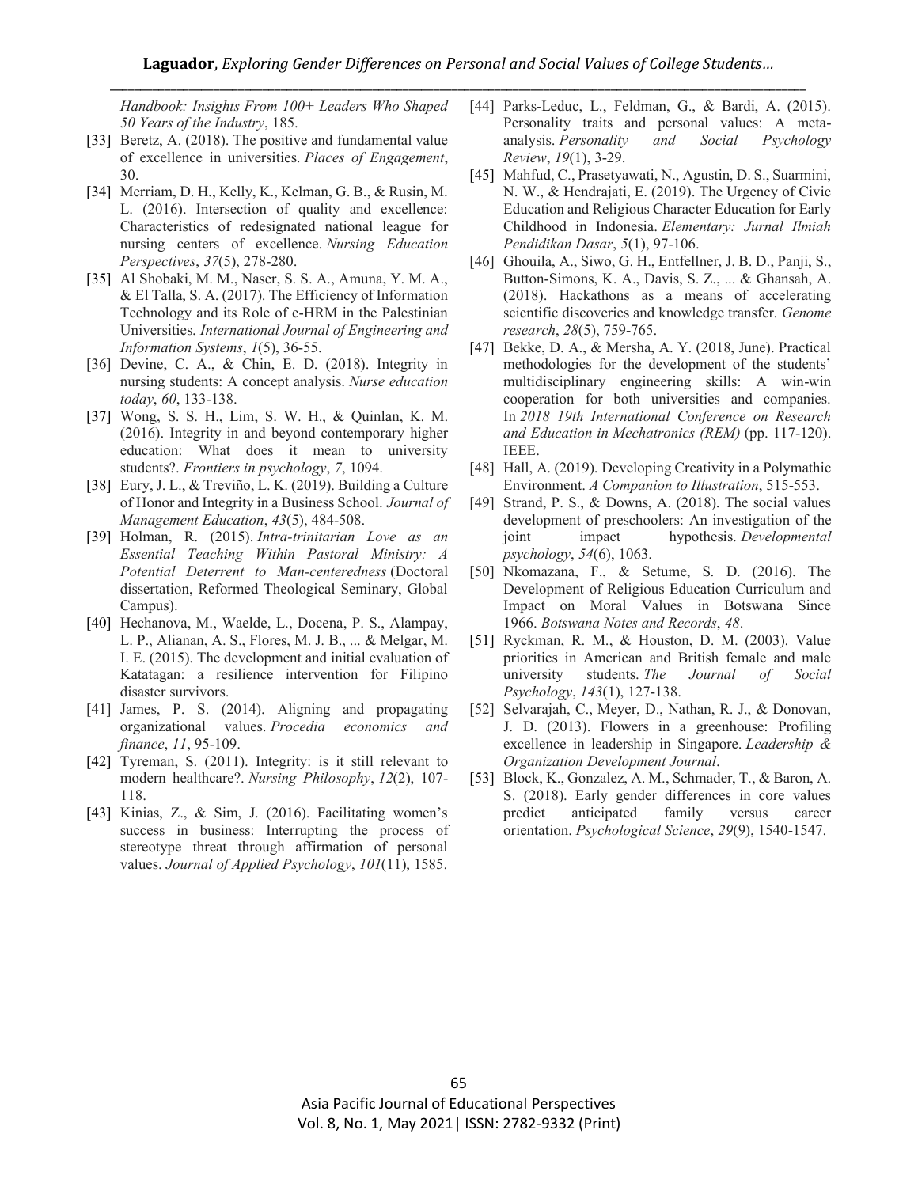*Handbook: Insights From 100+ Leaders Who Shaped 50 Years of the Industry*, 185.

[33] Beretz, A. (2018). The positive and fundamental value of excellence in universities. *Places of Engagement*, 30.

[34] Merriam, D. H., Kelly, K., Kelman, G. B., & Rusin, M. L. (2016). Intersection of quality and excellence: Characteristics of redesignated national league for nursing centers of excellence. *Nursing Education Perspectives*, *37*(5), 278-280.

[35] Al Shobaki, M. M., Naser, S. S. A., Amuna, Y. M. A., & El Talla, S. A. (2017). The Efficiency of Information Technology and its Role of e-HRM in the Palestinian Universities. *International Journal of Engineering and Information Systems*, *1*(5), 36-55.

[36] Devine, C. A., & Chin, E. D. (2018). Integrity in nursing students: A concept analysis. *Nurse education today*, *60*, 133-138.

[37] Wong, S. S. H., Lim, S. W. H., & Quinlan, K. M. (2016). Integrity in and beyond contemporary higher education: What does it mean to university students?. *Frontiers in psychology*, *7*, 1094.

[38] Eury, J. L., & Treviño, L. K. (2019). Building a Culture of Honor and Integrity in a Business School. *Journal of Management Education*, *43*(5), 484-508.

[39] Holman, R. (2015). *Intra-trinitarian Love as an Essential Teaching Within Pastoral Ministry: A Potential Deterrent to Man-centeredness* (Doctoral dissertation, Reformed Theological Seminary, Global Campus).

[40] Hechanova, M., Waelde, L., Docena, P. S., Alampay, L. P., Alianan, A. S., Flores, M. J. B., ... & Melgar, M. I. E. (2015). The development and initial evaluation of Katatagan: a resilience intervention for Filipino disaster survivors.

[41] James, P. S. (2014). Aligning and propagating organizational values. *Procedia economics and finance*, *11*, 95-109.

[42] Tyreman, S. (2011). Integrity: is it still relevant to modern healthcare?. *Nursing Philosophy*, *12*(2), 107-118.

[43] Kinias, Z., & Sim, J. (2016). Facilitating women's success in business: Interrupting the process of stereotype threat through affirmation of personal values. *Journal of Applied Psychology*, *101*(11), 1585.

[44] Parks-Leduc, L., Feldman, G., & Bardi, A. (2015). Personality traits and personal values: A meta-analysis. *Personality and Social Psychology Review*, *19*(1), 3-29.

[45] Mahfud, C., Prasetyawati, N., Agustin, D. S., Suarmini, N. W., & Hendrajati, E. (2019). The Urgency of Civic Education and Religious Character Education for Early Childhood in Indonesia. *Elementary: Jurnal Ilmiah Pendidikan Dasar*, *5*(1), 97-106.

[46] Ghouila, A., Siwo, G. H., Entfellner, J. B. D., Panji, S., Button-Simons, K. A., Davis, S. Z., ... & Ghansah, A. (2018). Hackathons as a means of accelerating scientific discoveries and knowledge transfer. *Genome research*, *28*(5), 759-765.

[47] Bekke, D. A., & Mersha, A. Y. (2018, June). Practical methodologies for the development of the students' multidisciplinary engineering skills: A win-win cooperation for both universities and companies. In *2018 19th International Conference on Research and Education in Mechatronics (REM)* (pp. 117-120). IEEE.

[48] Hall, A. (2019). Developing Creativity in a Polymathic Environment. *A Companion to Illustration*, 515-553.

[49] Strand, P. S., & Downs, A. (2018). The social values development of preschoolers: An investigation of the joint impact hypothesis. *Developmental psychology*, *54*(6), 1063.

[50] Nkomazana, F., & Setume, S. D. (2016). The Development of Religious Education Curriculum and Impact on Moral Values in Botswana Since 1966. *Botswana Notes and Records*, *48*.

[51] Ryckman, R. M., & Houston, D. M. (2003). Value priorities in American and British female and male university students. *The Journal of Social Psychology*, *143*(1), 127-138.

[52] Selvarajah, C., Meyer, D., Nathan, R. J., & Donovan, J. D. (2013). Flowers in a greenhouse: Profiling excellence in leadership in Singapore. *Leadership & Organization Development Journal*.

[53] Block, K., Gonzalez, A. M., Schmader, T., & Baron, A. S. (2018). Early gender differences in core values predict anticipated family versus career orientation. *Psychological Science*, *29*(9), 1540-1547.